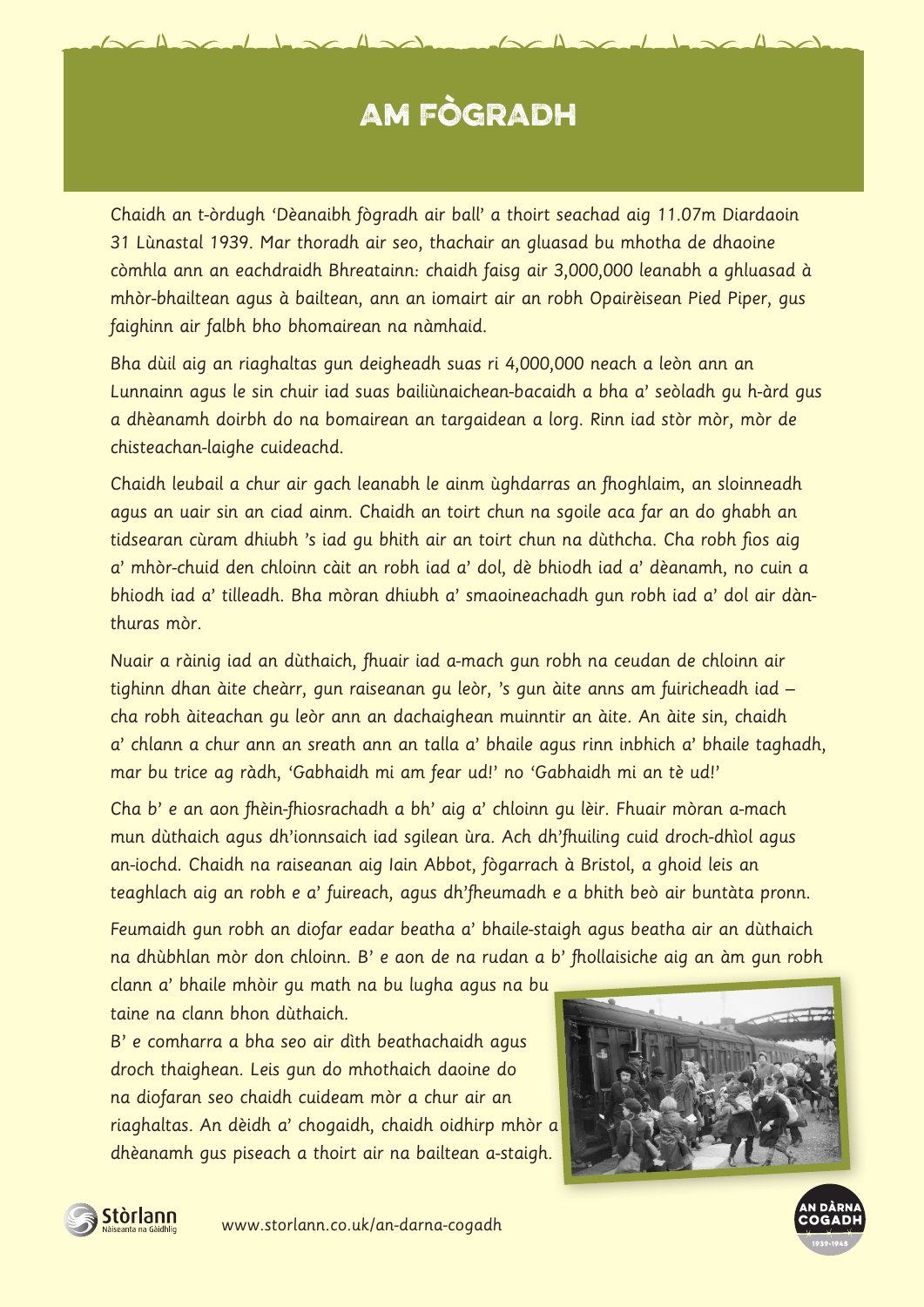# AM FÒGRADH

Chaidh an t-òrdugh 'Dèanaibh fògradh air ball' a thoirt seachad aig 11.07m Diardaoin 31 Lùnastal 1939. Mar thoradh air seo, thachair an gluasad bu mhotha de dhaoine còmhla ann an eachdraidh Bhreatainn: chaidh faisg air 3,000,000 leanabh a ghluasad à mhòr-bhailtean agus à bailtean, ann an iomairt air an robh Opairèisean Pied Piper, gus faighinn air falbh bho bhomairean na nàmhaid.

Bha dùil aig an riaghaltas gun deigheadh suas ri 4,000,000 neach a leòn ann an Lunnainn agus le sin chuir iad suas bailiùnaichean-bacaidh a bha a' seòladh gu h-àrd gus a dhèanamh doirbh do na bomairean an targaidean a lorg. Rinn iad stòr mòr, mòr de chisteachan-laighe cuideachd.

Chaidh leubail a chur air gach leanabh le ainm ùghdarras an fhoghlaim, an sloinneadh agus an uair sin an ciad ainm. Chaidh an toirt chun na sgoile aca far an do ghabh an tidsearan cùram dhiubh 's iad gu bhith air an toirt chun na dùthcha. Cha robh fios aig a' mhòr-chuid den chloinn càit an robh iad a' dol, dè bhiodh iad a' dèanamh, no cuin a bhiodh iad a' tilleadh. Bha mòran dhiubh a' smaoineachadh gun robh iad a' dol air dàn-thuras mòr.

Nuair a ràinig iad an dùthaich, fhuair iad a-mach gun robh na ceudan de chloinn air tighinn dhan àite cheàrr, gun raiseanan gu leòr, 's gun àite anns am fuiricheadh iad – cha robh àiteachan gu leòr ann an dachaighean muinntir an àite. An àite sin, chaidh a' chlann a chur ann an sreath ann an talla a' bhaile agus rinn inbhich a' bhaile taghadh, mar bu trice ag ràdh, 'Gabhaidh mi am fear ud!' no 'Gabhaidh mi an tè ud!'

Cha b' e an aon fhèin-fhiosrachadh a bh' aig a' chloinn gu lèir. Fhuair mòran a-mach mun dùthaich agus dh'ionnsaich iad sgilean ùra. Ach dh'fhuiling cuid droch-dhìol agus an-iochd. Chaidh na raiseanan aig Iain Abbot, fògarrach à Bristol, a ghoid leis an teaghlach aig an robh e a' fuireach, agus dh'fheumadh e a bhith beò air buntàta pronn.

Feumaidh gun robh an diofar eadar beatha a' bhaile-staigh agus beatha air an dùthaich na dhùbhlan mòr don chloinn. B' e aon de na rudan a b' fhollaisiche aig an àm gun robh clann a' bhaile mhòir gu math na bu lugha agus na bu taine na clann bhon dùthaich.

B' e comharra a bha seo air dìth beathachaidh agus droch thaighean. Leis gun do mhothaich daoine do na diofaran seo chaidh cuideam mòr a chur air an riaghaltas. An dèidh a' chogaidh, chaidh oidhirp mhòr a dhèanamh gus piseach a thoirt air na bailtean a-staigh.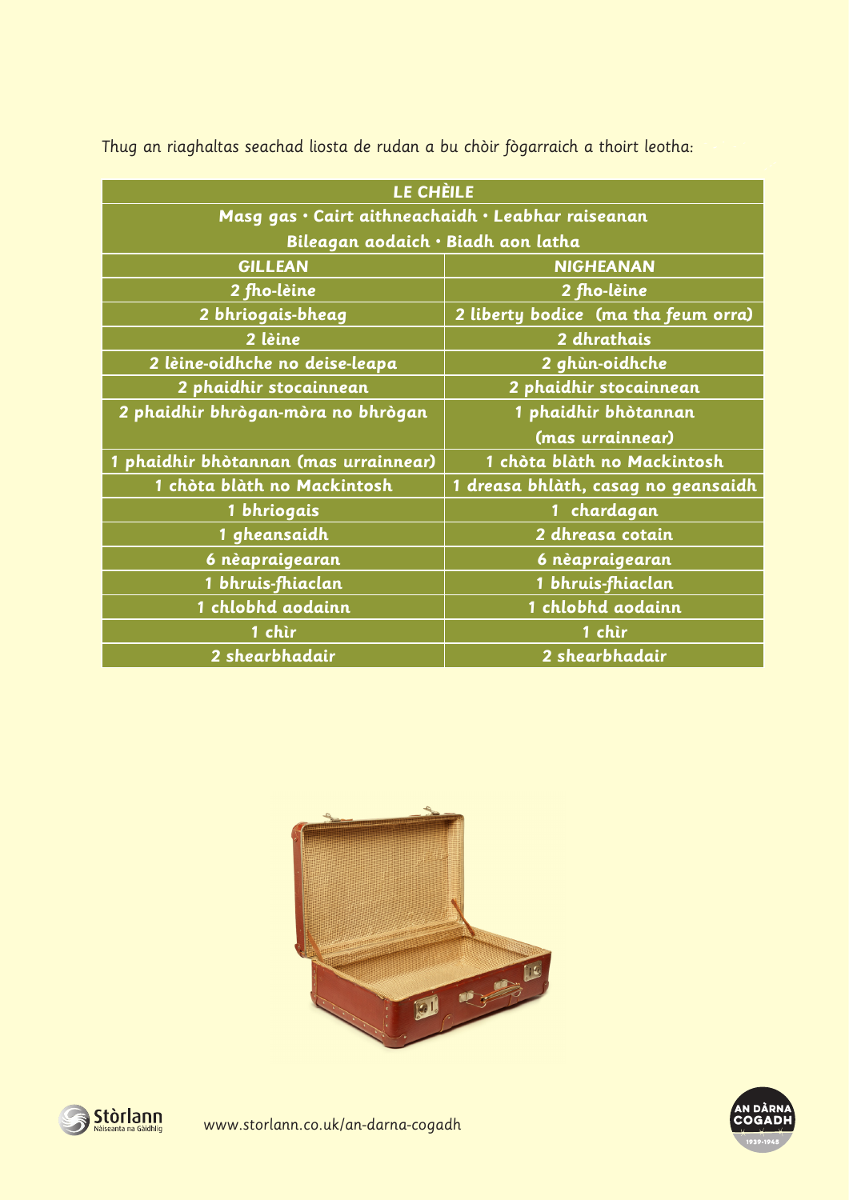Thug an riaghaltas seachad liosta de rudan a bu chòir fògarraich a thoirt leotha:

| LE CHÈILE | |
|---|---|
| Masg gas · Cairt aithneachaidh · Leabhar raiseanan Bileagan aodaich · Biadh aon latha | |
| **GILLEAN** | **NIGHEANAN** |
| 2 fho-lèine | 2 fho-lèine |
| 2 bhriogais-bheag | 2 liberty bodice (ma tha feum orra) |
| 2 lèine | 2 dhrathais |
| 2 lèine-oidhche no deise-leapa | 2 ghùn-oidhche |
| 2 phaidhir stocainnean | 2 phaidhir stocainnean |
| 2 phaidhir bhrògan-mòra no bhrògan | 1 phaidhir bhòtannan (mas urrainnear) |
| 1 phaidhir bhòtannan (mas urrainnear) | 1 chòta blàth no Mackintosh |
| 1 chòta blàth no Mackintosh | 1 dreasa bhlàth, casag no geansaidh |
| 1 bhriogais | 1 chardagan |
| 1 gheansaidh | 2 dhreasa cotain |
| 6 nèapraigearan | 6 nèapraigearan |
| 1 bhruis-fhiaclan | 1 bhruis-fhiaclan |
| 1 chlobhd aodainn | 1 chlobhd aodainn |
| 1 chìr | 1 chìr |
| 2 shearbhadair | 2 shearbhadair |

www.storlann.co.uk/an-darna-cogadh